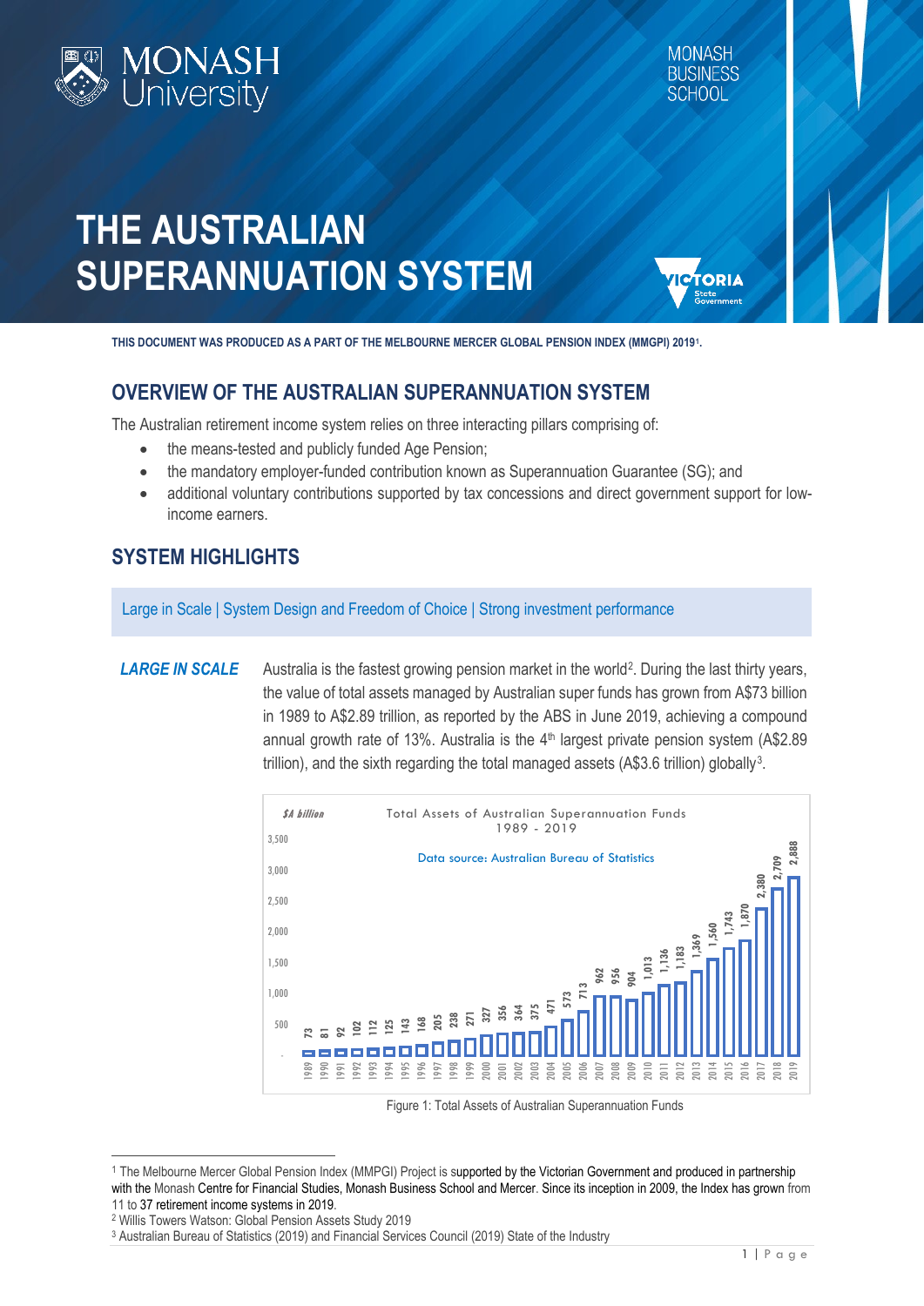# THE AUSTRALIAN SUPERANNUATION SYSTEM

**THIS DOCUMENT WAS PRODUCED AS A PART OF THE MELBOURNE MERCER GLOBAL PENSION INDEX (MMGPI) 2019[1].**

## OVERVIEW OF THE AUSTRALIAN SUPERANNUATION SYSTEM

The Australian retirement income system relies on three interacting pillars comprising of:

- the means-tested and publicly funded Age Pension;
- the mandatory employer-funded contribution known as Superannuation Guarantee (SG); and
- additional voluntary contributions supported by tax concessions and direct government support for low-income earners.

## SYSTEM HIGHLIGHTS

Large in Scale | System Design and Freedom of Choice | Strong investment performance

***LARGE IN SCALE*** Australia is the fastest growing pension market in the world[2]. During the last thirty years, the value of total assets managed by Australian super funds has grown from A$73 billion in 1989 to A$2.89 trillion, as reported by the ABS in June 2019, achieving a compound annual growth rate of 13%. Australia is the 4th largest private pension system (A$2.89 trillion), and the sixth regarding the total managed assets (A$3.6 trillion) globally[3].

Total Assets of Australian Superannuation Funds 1989 - 2019 ($A billion)

Data source: Australian Bureau of Statistics

| Year | $A billion |
|---|---|
| 1989 | 73 |
| 1990 | 81 |
| 1991 | 92 |
| 1992 | 102 |
| 1993 | 112 |
| 1994 | 125 |
| 1995 | 143 |
| 1996 | 168 |
| 1997 | 205 |
| 1998 | 238 |
| 1999 | 271 |
| 2000 | 327 |
| 2001 | 356 |
| 2002 | 364 |
| 2003 | 375 |
| 2004 | 471 |
| 2005 | 573 |
| 2006 | 713 |
| 2007 | 962 |
| 2008 | 956 |
| 2009 | 904 |
| 2010 | 1,013 |
| 2011 | 1,136 |
| 2012 | 1,183 |
| 2013 | 1,369 |
| 2014 | 1,560 |
| 2015 | 1,743 |
| 2016 | 1,870 |
| 2017 | 2,380 |
| 2018 | 2,709 |
| 2019 | 2,888 |

Figure 1: Total Assets of Australian Superannuation Funds

[1] The Melbourne Mercer Global Pension Index (MMPGI) Project is supported by the Victorian Government and produced in partnership with the Monash Centre for Financial Studies, Monash Business School and Mercer. Since its inception in 2009, the Index has grown from 11 to 37 retirement income systems in 2019.

[2] Willis Towers Watson: Global Pension Assets Study 2019

[3] Australian Bureau of Statistics (2019) and Financial Services Council (2019) State of the Industry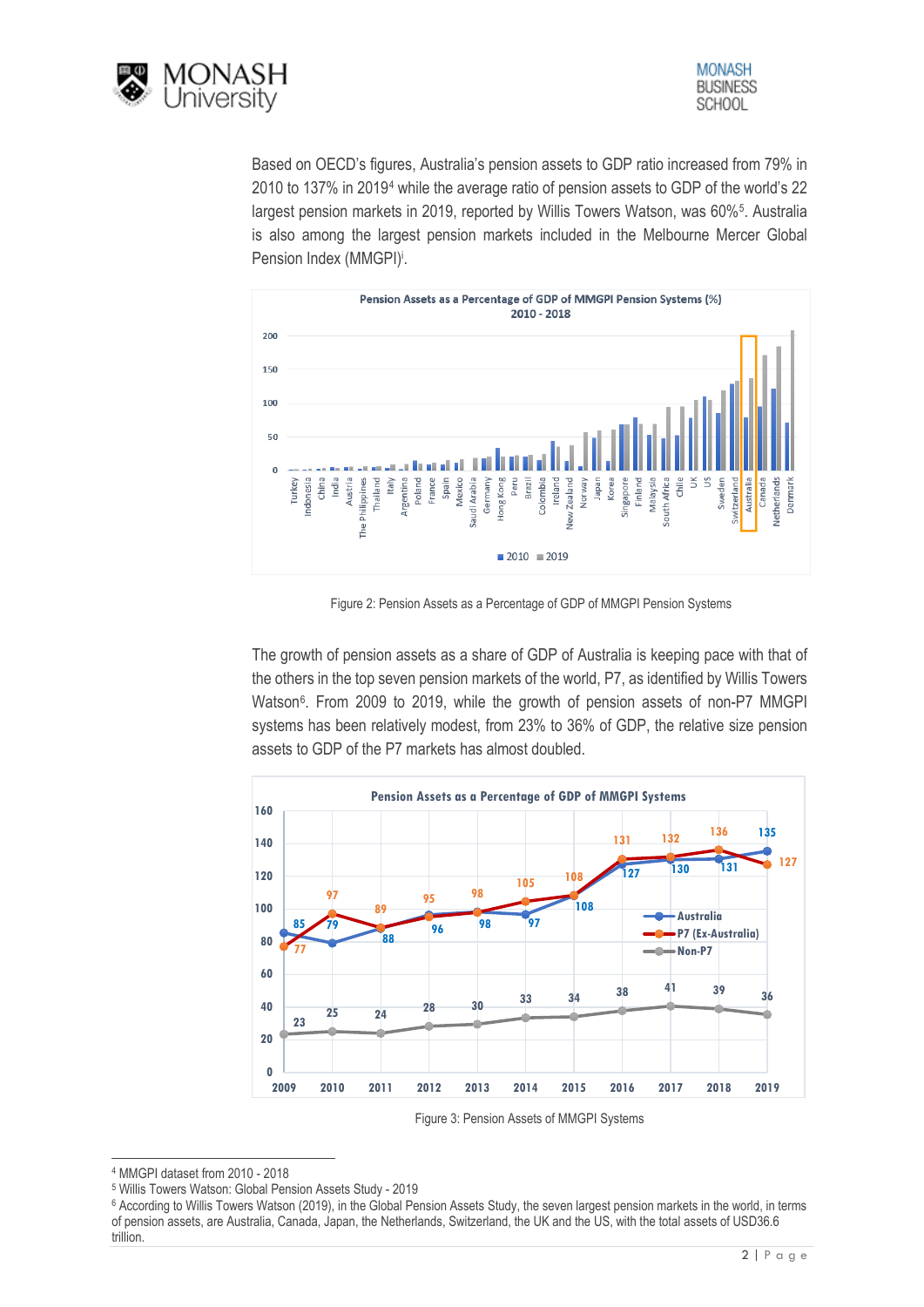Based on OECD's figures, Australia's pension assets to GDP ratio increased from 79% in 2010 to 137% in 2019[4] while the average ratio of pension assets to GDP of the world's 22 largest pension markets in 2019, reported by Willis Towers Watson, was 60%[5]. Australia is also among the largest pension markets included in the Melbourne Mercer Global Pension Index (MMGPI)[i].

Figure 2: Pension Assets as a Percentage of GDP of MMGPI Pension Systems

The growth of pension assets as a share of GDP of Australia is keeping pace with that of the others in the top seven pension markets of the world, P7, as identified by Willis Towers Watson[6]. From 2009 to 2019, while the growth of pension assets of non-P7 MMGPI systems has been relatively modest, from 23% to 36% of GDP, the relative size pension assets to GDP of the P7 markets has almost doubled.

Figure 3: Pension Assets of MMGPI Systems

---

[4] MMGPI dataset from 2010 - 2018

[5] Willis Towers Watson: Global Pension Assets Study - 2019

[6] According to Willis Towers Watson (2019), in the Global Pension Assets Study, the seven largest pension markets in the world, in terms of pension assets, are Australia, Canada, Japan, the Netherlands, Switzerland, the UK and the US, with the total assets of USD36.6 trillion.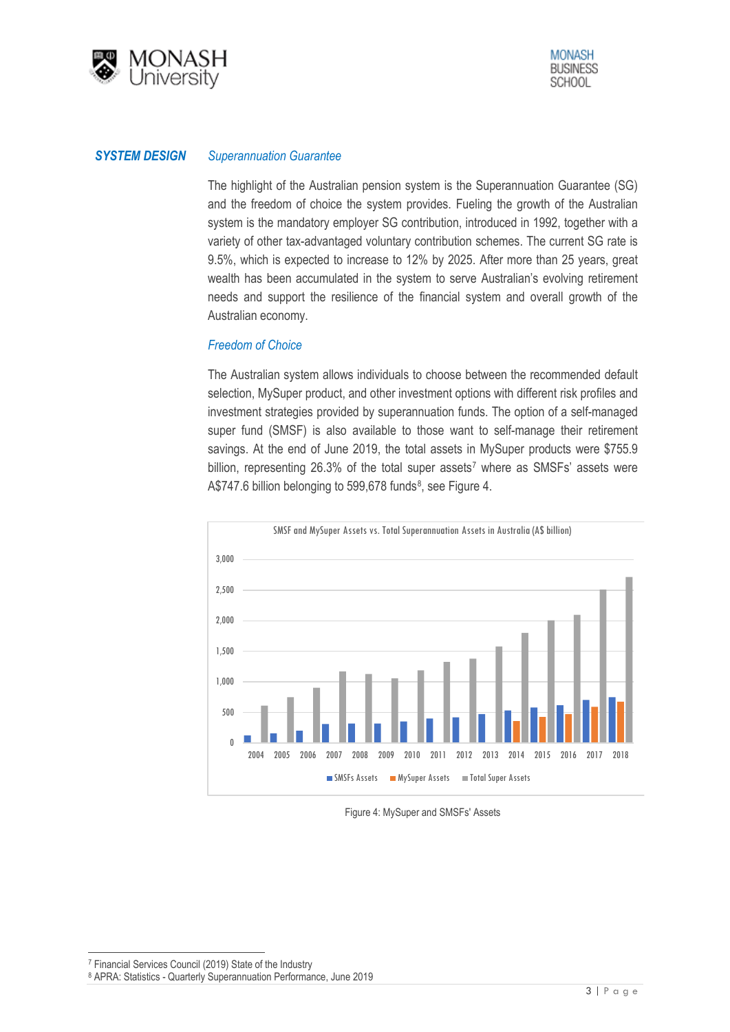## SYSTEM DESIGN

### *Superannuation Guarantee*

The highlight of the Australian pension system is the Superannuation Guarantee (SG) and the freedom of choice the system provides. Fueling the growth of the Australian system is the mandatory employer SG contribution, introduced in 1992, together with a variety of other tax-advantaged voluntary contribution schemes. The current SG rate is 9.5%, which is expected to increase to 12% by 2025. After more than 25 years, great wealth has been accumulated in the system to serve Australian's evolving retirement needs and support the resilience of the financial system and overall growth of the Australian economy.

### *Freedom of Choice*

The Australian system allows individuals to choose between the recommended default selection, MySuper product, and other investment options with different risk profiles and investment strategies provided by superannuation funds. The option of a self-managed super fund (SMSF) is also available to those want to self-manage their retirement savings. At the end of June 2019, the total assets in MySuper products were $755.9 billion, representing 26.3% of the total super assets[7] where as SMSFs' assets were A$747.6 billion belonging to 599,678 funds[8], see Figure 4.

SMSF and MySuper Assets vs. Total Superannuation Assets in Australia (A$ billion)

Figure 4: MySuper and SMSFs' Assets

[7] Financial Services Council (2019) State of the Industry

[8] APRA: Statistics - Quarterly Superannuation Performance, June 2019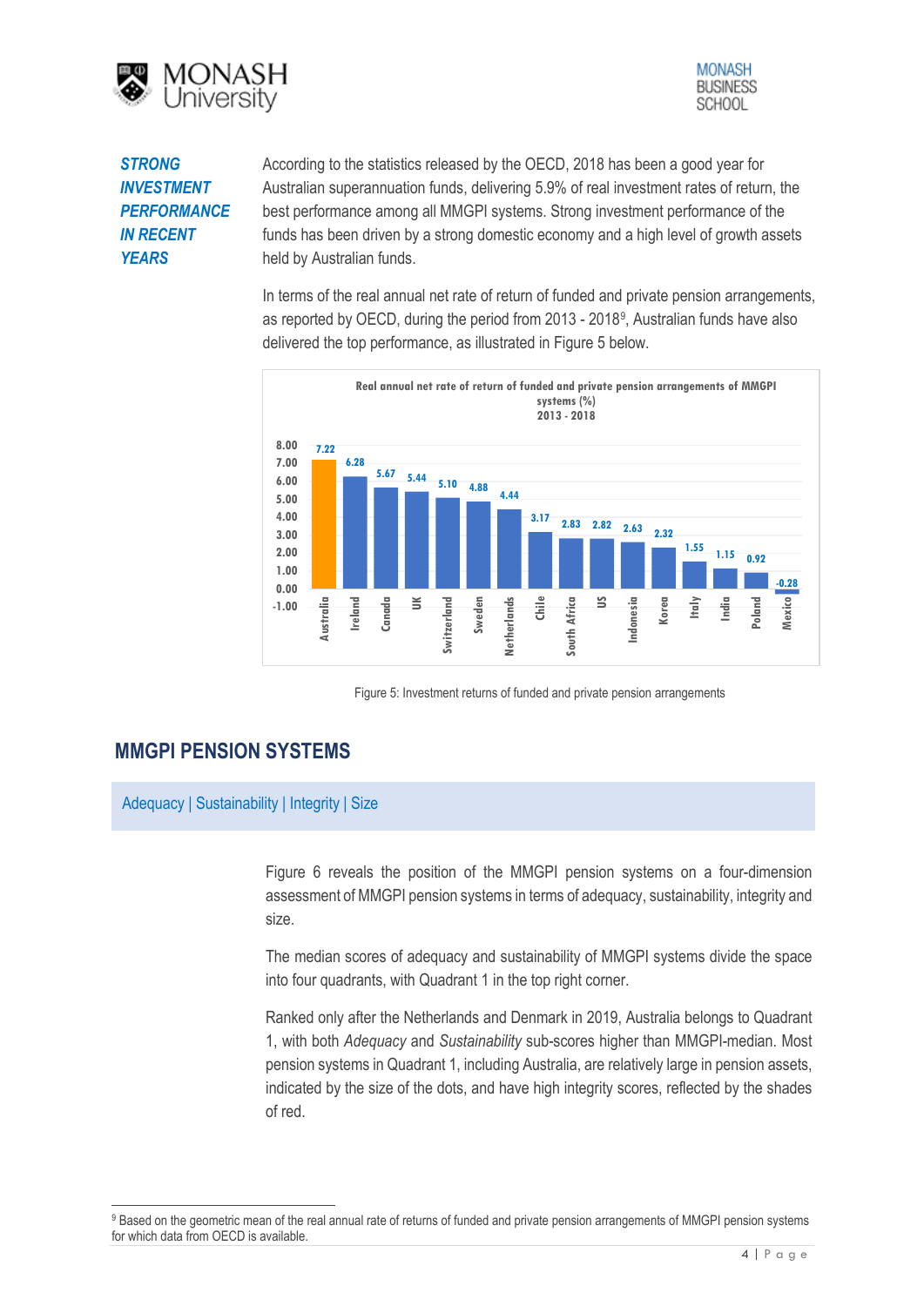**STRONG INVESTMENT PERFORMANCE IN RECENT YEARS**

According to the statistics released by the OECD, 2018 has been a good year for Australian superannuation funds, delivering 5.9% of real investment rates of return, the best performance among all MMGPI systems. Strong investment performance of the funds has been driven by a strong domestic economy and a high level of growth assets held by Australian funds.

In terms of the real annual net rate of return of funded and private pension arrangements, as reported by OECD, during the period from 2013 - 2018[9], Australian funds have also delivered the top performance, as illustrated in Figure 5 below.

**Real annual net rate of return of funded and private pension arrangements of MMGPI systems (%) 2013 - 2018**

| Country | Return (%) |
|---|---|
| Australia | 7.22 |
| Ireland | 6.28 |
| Canada | 5.67 |
| UK | 5.44 |
| Switzerland | 5.10 |
| Sweden | 4.88 |
| Netherlands | 4.44 |
| Chile | 3.17 |
| South Africa | 2.83 |
| US | 2.82 |
| Indonesia | 2.63 |
| Korea | 2.32 |
| Italy | 1.55 |
| India | 1.15 |
| Poland | 0.92 |
| Mexico | -0.28 |

Figure 5: Investment returns of funded and private pension arrangements

## MMGPI PENSION SYSTEMS

Adequacy | Sustainability | Integrity | Size

Figure 6 reveals the position of the MMGPI pension systems on a four-dimension assessment of MMGPI pension systems in terms of adequacy, sustainability, integrity and size.

The median scores of adequacy and sustainability of MMGPI systems divide the space into four quadrants, with Quadrant 1 in the top right corner.

Ranked only after the Netherlands and Denmark in 2019, Australia belongs to Quadrant 1, with both *Adequacy* and *Sustainability* sub-scores higher than MMGPI-median. Most pension systems in Quadrant 1, including Australia, are relatively large in pension assets, indicated by the size of the dots, and have high integrity scores, reflected by the shades of red.

[9] Based on the geometric mean of the real annual rate of returns of funded and private pension arrangements of MMGPI pension systems for which data from OECD is available.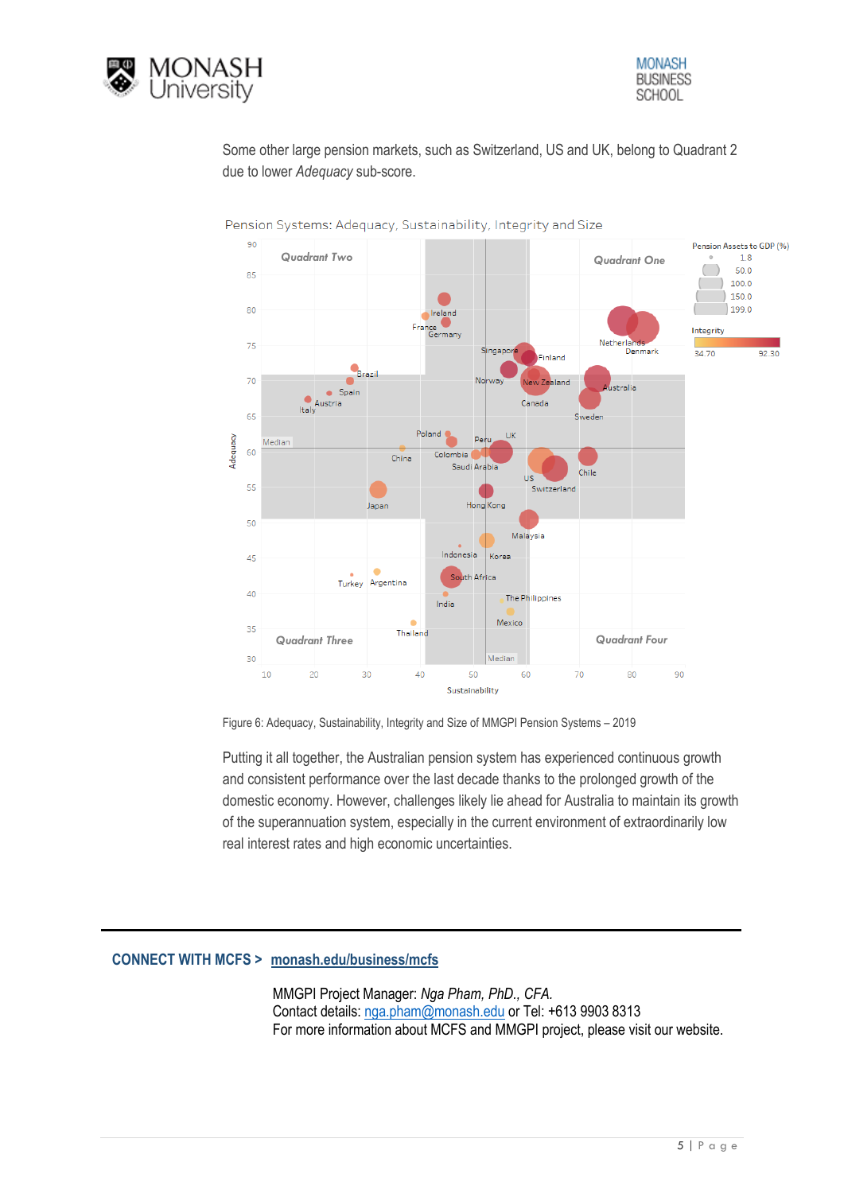Some other large pension markets, such as Switzerland, US and UK, belong to Quadrant 2 due to lower *Adequacy* sub-score.

Pension Systems: Adequacy, Sustainability, Integrity and Size

Quadrant Two
Quadrant One
Quadrant Three
Quadrant Four

Pension Assets to GDP (%)
1.8
50.0
100.0
150.0
199.0

Integrity
34.70
92.30

Adequacy
90
85
80
75
70
65
60
55
50
45
40
35
30

Sustainability
10
20
30
40
50
60
70
80
90

Median
Median

Ireland
France
Germany
Singapore
Finland
Netherlands
Denmark
Brazil
Spain
Austria
Italy
Norway
New Zealand
Australia
Canada
Sweden
Poland
Peru
UK
China
Colombia
Saudi Arabia
US
Chile
Switzerland
Japan
Hong Kong
Malaysia
Indonesia
Korea
Turkey
Argentina
South Africa
India
The Phillippines
Mexico
Thailand

Figure 6: Adequacy, Sustainability, Integrity and Size of MMGPI Pension Systems – 2019

Putting it all together, the Australian pension system has experienced continuous growth and consistent performance over the last decade thanks to the prolonged growth of the domestic economy. However, challenges likely lie ahead for Australia to maintain its growth of the superannuation system, especially in the current environment of extraordinarily low real interest rates and high economic uncertainties.

**CONNECT WITH MCFS >** **monash.edu/business/mcfs**

MMGPI Project Manager: *Nga Pham, PhD., CFA.*
Contact details: nga.pham@monash.edu or Tel: +613 9903 8313
For more information about MCFS and MMGPI project, please visit our website.